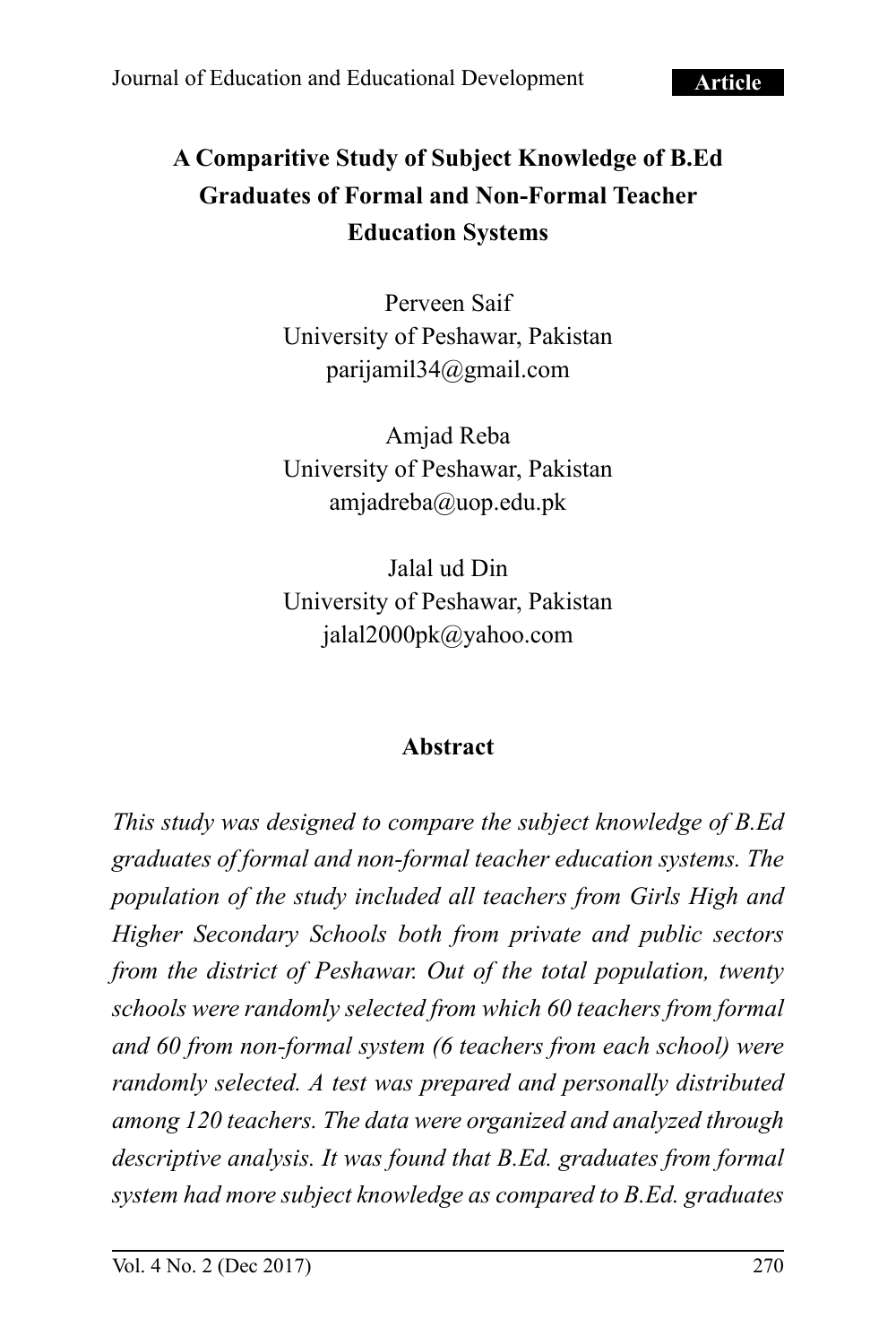**Article**

# A Comparitive Study of Subject Knowledge of B.Ed Graduates of Formal and Non-Formal Teacher Education Systems

Perveen Saif
University of Peshawar, Pakistan
parijamil34@gmail.com

Amjad Reba
University of Peshawar, Pakistan
amjadreba@uop.edu.pk

Jalal ud Din
University of Peshawar, Pakistan
jalal2000pk@yahoo.com

## Abstract

*This study was designed to compare the subject knowledge of B.Ed graduates of formal and non-formal teacher education systems. The population of the study included all teachers from Girls High and Higher Secondary Schools both from private and public sectors from the district of Peshawar. Out of the total population, twenty schools were randomly selected from which 60 teachers from formal and 60 from non-formal system (6 teachers from each school) were randomly selected. A test was prepared and personally distributed among 120 teachers. The data were organized and analyzed through descriptive analysis. It was found that B.Ed. graduates from formal system had more subject knowledge as compared to B.Ed. graduates*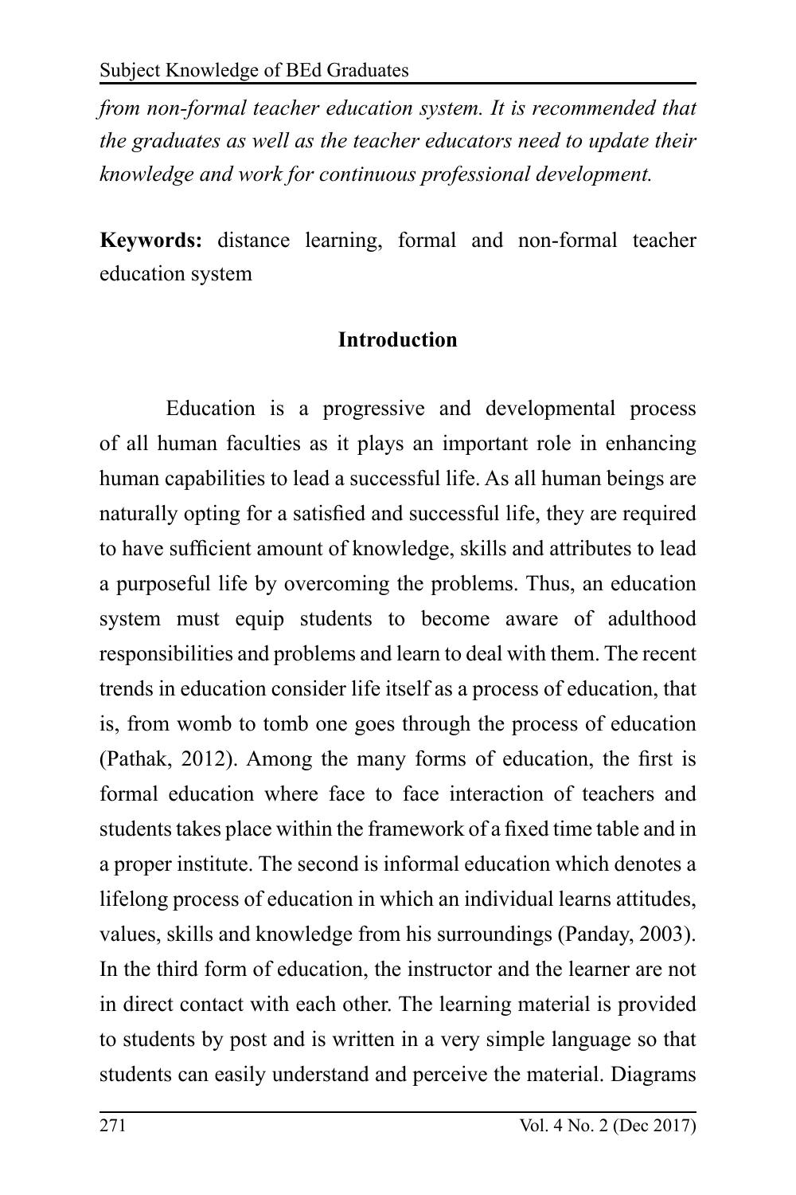*from non-formal teacher education system. It is recommended that the graduates as well as the teacher educators need to update their knowledge and work for continuous professional development.*

**Keywords:** distance learning, formal and non-formal teacher education system

## Introduction

Education is a progressive and developmental process of all human faculties as it plays an important role in enhancing human capabilities to lead a successful life. As all human beings are naturally opting for a satisfied and successful life, they are required to have sufficient amount of knowledge, skills and attributes to lead a purposeful life by overcoming the problems. Thus, an education system must equip students to become aware of adulthood responsibilities and problems and learn to deal with them. The recent trends in education consider life itself as a process of education, that is, from womb to tomb one goes through the process of education (Pathak, 2012). Among the many forms of education, the first is formal education where face to face interaction of teachers and students takes place within the framework of a fixed time table and in a proper institute. The second is informal education which denotes a lifelong process of education in which an individual learns attitudes, values, skills and knowledge from his surroundings (Panday, 2003). In the third form of education, the instructor and the learner are not in direct contact with each other. The learning material is provided to students by post and is written in a very simple language so that students can easily understand and perceive the material. Diagrams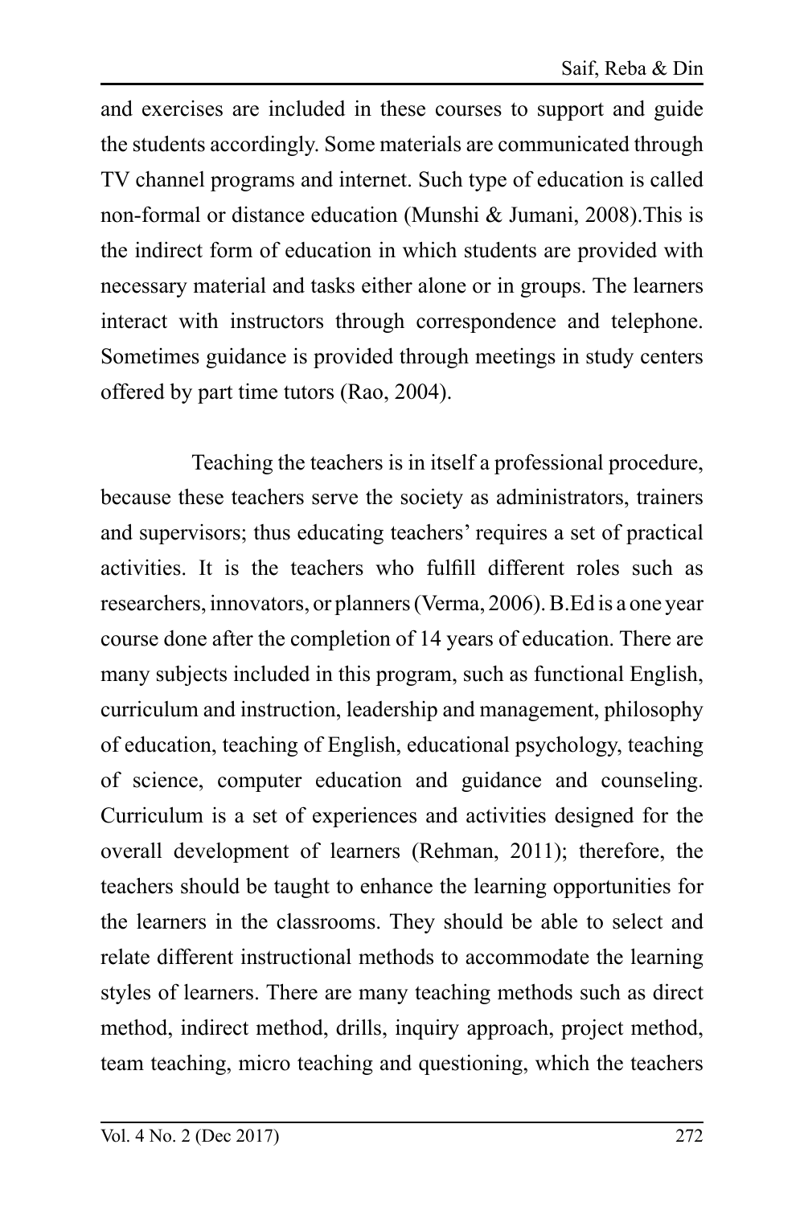and exercises are included in these courses to support and guide the students accordingly. Some materials are communicated through TV channel programs and internet. Such type of education is called non-formal or distance education (Munshi & Jumani, 2008).This is the indirect form of education in which students are provided with necessary material and tasks either alone or in groups. The learners interact with instructors through correspondence and telephone. Sometimes guidance is provided through meetings in study centers offered by part time tutors (Rao, 2004).

Teaching the teachers is in itself a professional procedure, because these teachers serve the society as administrators, trainers and supervisors; thus educating teachers' requires a set of practical activities. It is the teachers who fulfill different roles such as researchers, innovators, or planners (Verma, 2006). B.Ed is a one year course done after the completion of 14 years of education. There are many subjects included in this program, such as functional English, curriculum and instruction, leadership and management, philosophy of education, teaching of English, educational psychology, teaching of science, computer education and guidance and counseling. Curriculum is a set of experiences and activities designed for the overall development of learners (Rehman, 2011); therefore, the teachers should be taught to enhance the learning opportunities for the learners in the classrooms. They should be able to select and relate different instructional methods to accommodate the learning styles of learners. There are many teaching methods such as direct method, indirect method, drills, inquiry approach, project method, team teaching, micro teaching and questioning, which the teachers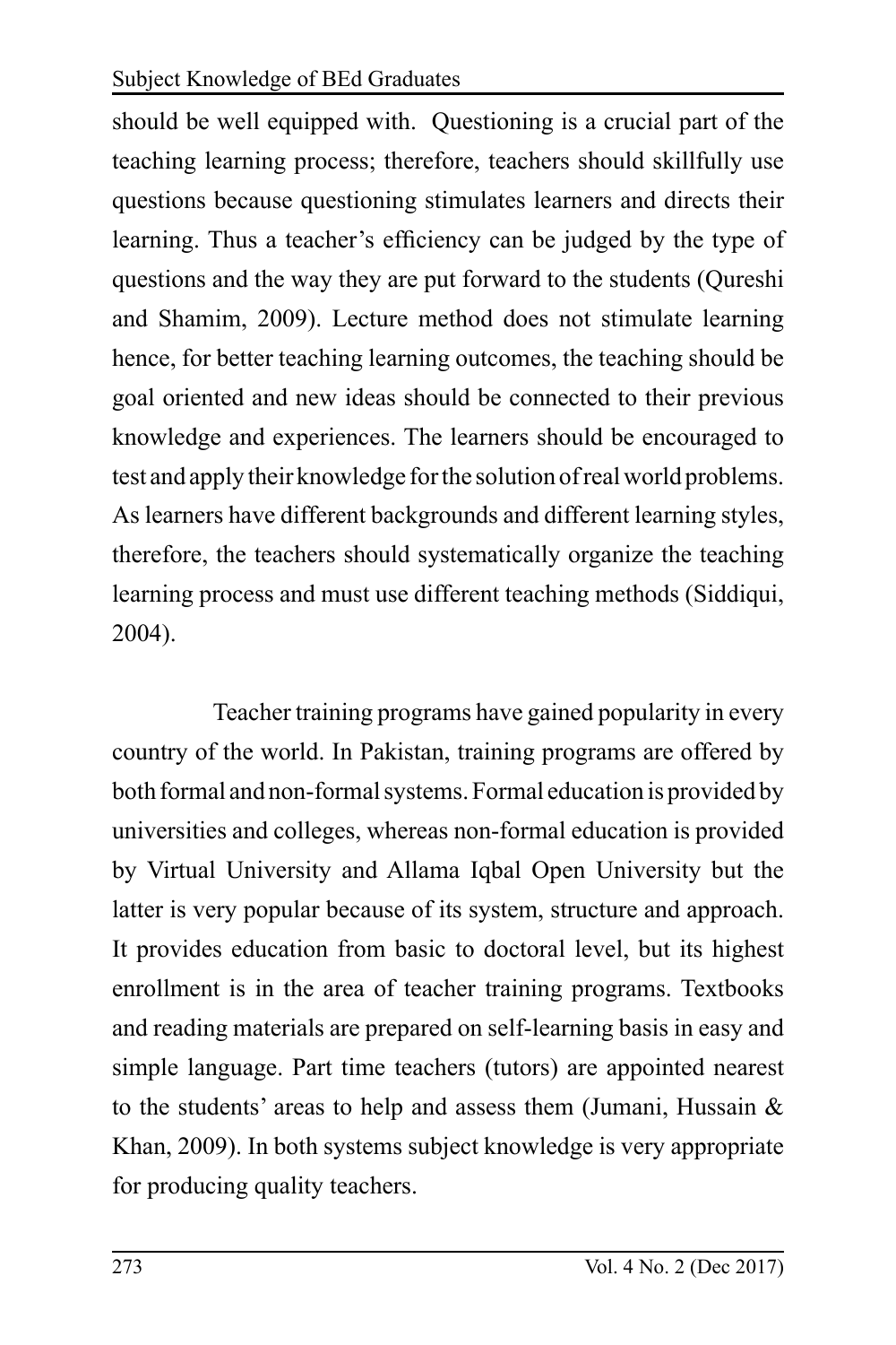should be well equipped with. Questioning is a crucial part of the teaching learning process; therefore, teachers should skillfully use questions because questioning stimulates learners and directs their learning. Thus a teacher's efficiency can be judged by the type of questions and the way they are put forward to the students (Qureshi and Shamim, 2009). Lecture method does not stimulate learning hence, for better teaching learning outcomes, the teaching should be goal oriented and new ideas should be connected to their previous knowledge and experiences. The learners should be encouraged to test and apply their knowledge for the solution of real world problems. As learners have different backgrounds and different learning styles, therefore, the teachers should systematically organize the teaching learning process and must use different teaching methods (Siddiqui, 2004).

Teacher training programs have gained popularity in every country of the world. In Pakistan, training programs are offered by both formal and non-formal systems. Formal education is provided by universities and colleges, whereas non-formal education is provided by Virtual University and Allama Iqbal Open University but the latter is very popular because of its system, structure and approach. It provides education from basic to doctoral level, but its highest enrollment is in the area of teacher training programs. Textbooks and reading materials are prepared on self-learning basis in easy and simple language. Part time teachers (tutors) are appointed nearest to the students' areas to help and assess them (Jumani, Hussain & Khan, 2009). In both systems subject knowledge is very appropriate for producing quality teachers.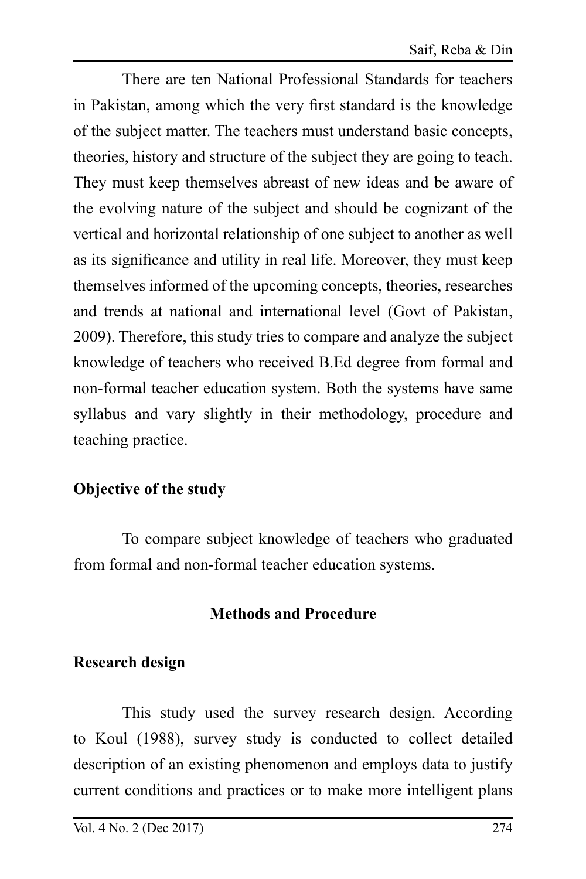There are ten National Professional Standards for teachers in Pakistan, among which the very first standard is the knowledge of the subject matter. The teachers must understand basic concepts, theories, history and structure of the subject they are going to teach. They must keep themselves abreast of new ideas and be aware of the evolving nature of the subject and should be cognizant of the vertical and horizontal relationship of one subject to another as well as its significance and utility in real life. Moreover, they must keep themselves informed of the upcoming concepts, theories, researches and trends at national and international level (Govt of Pakistan, 2009). Therefore, this study tries to compare and analyze the subject knowledge of teachers who received B.Ed degree from formal and non-formal teacher education system. Both the systems have same syllabus and vary slightly in their methodology, procedure and teaching practice.

### Objective of the study

To compare subject knowledge of teachers who graduated from formal and non-formal teacher education systems.

## Methods and Procedure

### Research design

This study used the survey research design. According to Koul (1988), survey study is conducted to collect detailed description of an existing phenomenon and employs data to justify current conditions and practices or to make more intelligent plans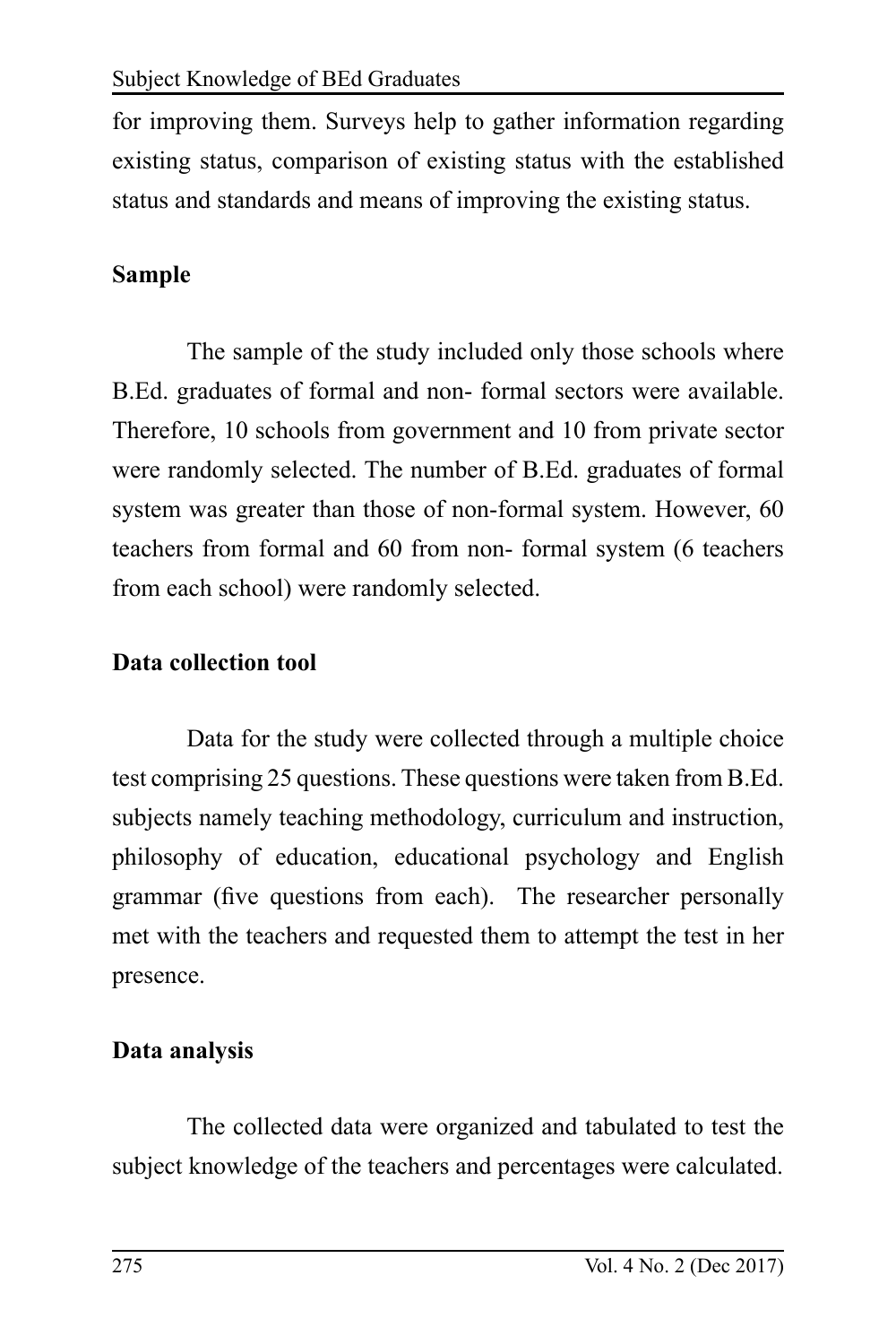for improving them. Surveys help to gather information regarding existing status, comparison of existing status with the established status and standards and means of improving the existing status.

## Sample

The sample of the study included only those schools where B.Ed. graduates of formal and non- formal sectors were available. Therefore, 10 schools from government and 10 from private sector were randomly selected. The number of B.Ed. graduates of formal system was greater than those of non-formal system. However, 60 teachers from formal and 60 from non- formal system (6 teachers from each school) were randomly selected.

## Data collection tool

Data for the study were collected through a multiple choice test comprising 25 questions. These questions were taken from B.Ed. subjects namely teaching methodology, curriculum and instruction, philosophy of education, educational psychology and English grammar (five questions from each). The researcher personally met with the teachers and requested them to attempt the test in her presence.

## Data analysis

The collected data were organized and tabulated to test the subject knowledge of the teachers and percentages were calculated.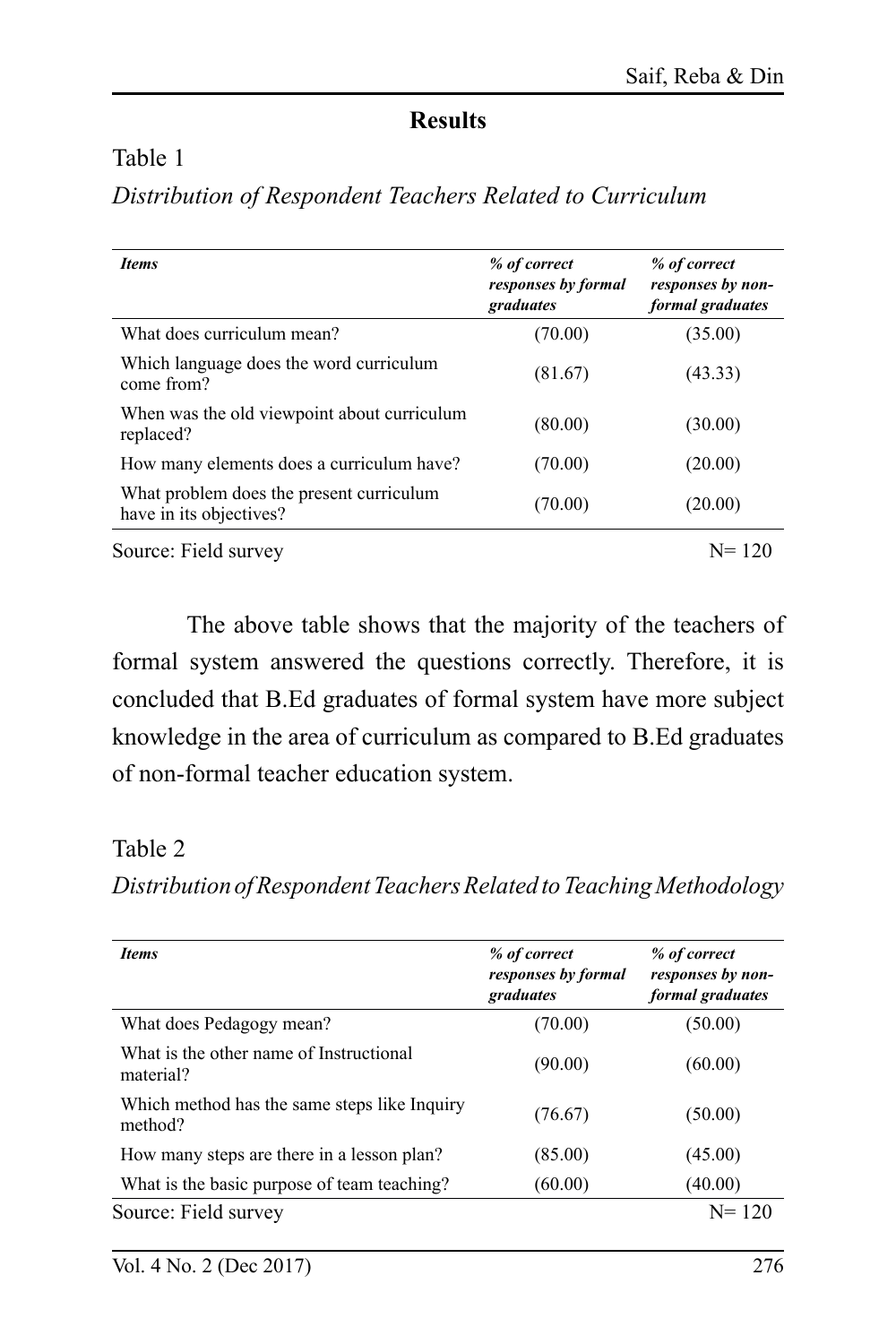## Results

Table 1

*Distribution of Respondent Teachers Related to Curriculum*

| ***Items*** | ***% of correct responses by formal graduates*** | ***% of correct responses by non-formal graduates*** |
|---|---|---|
| What does curriculum mean? | (70.00) | (35.00) |
| Which language does the word curriculum come from? | (81.67) | (43.33) |
| When was the old viewpoint about curriculum replaced? | (80.00) | (30.00) |
| How many elements does a curriculum have? | (70.00) | (20.00) |
| What problem does the present curriculum have in its objectives? | (70.00) | (20.00) |

Source: Field survey N= 120

The above table shows that the majority of the teachers of formal system answered the questions correctly. Therefore, it is concluded that B.Ed graduates of formal system have more subject knowledge in the area of curriculum as compared to B.Ed graduates of non-formal teacher education system.

Table 2

*Distribution of Respondent Teachers Related to Teaching Methodology*

| ***Items*** | ***% of correct responses by formal graduates*** | ***% of correct responses by non-formal graduates*** |
|---|---|---|
| What does Pedagogy mean? | (70.00) | (50.00) |
| What is the other name of Instructional material? | (90.00) | (60.00) |
| Which method has the same steps like Inquiry method? | (76.67) | (50.00) |
| How many steps are there in a lesson plan? | (85.00) | (45.00) |
| What is the basic purpose of team teaching? | (60.00) | (40.00) |

Source: Field survey N= 120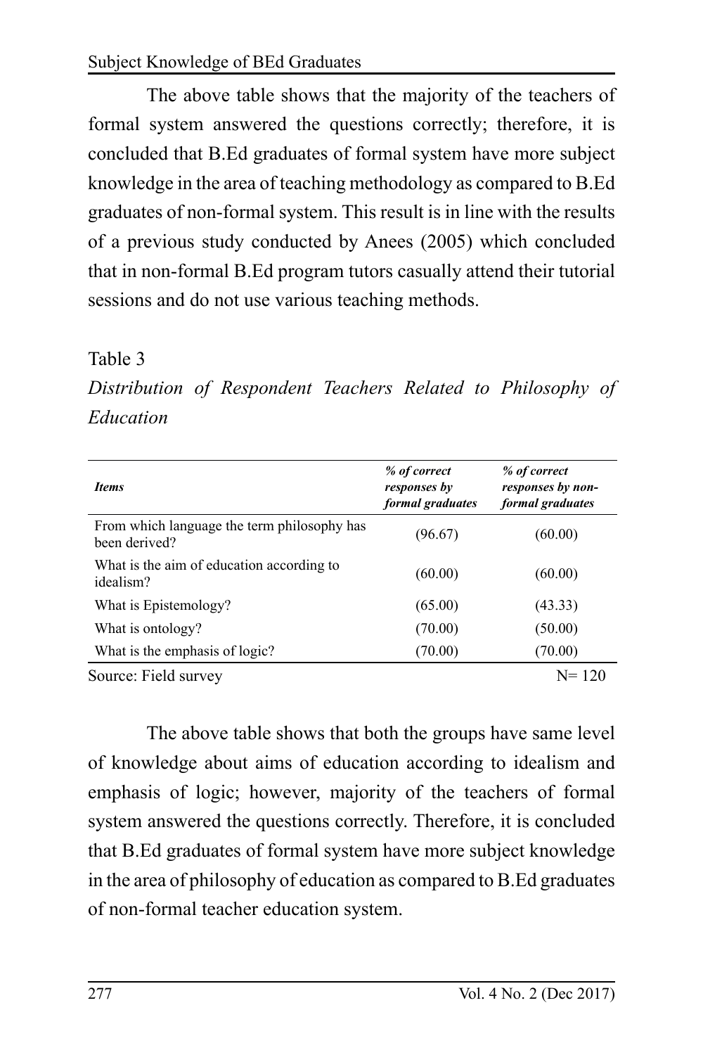The above table shows that the majority of the teachers of formal system answered the questions correctly; therefore, it is concluded that B.Ed graduates of formal system have more subject knowledge in the area of teaching methodology as compared to B.Ed graduates of non-formal system. This result is in line with the results of a previous study conducted by Anees (2005) which concluded that in non-formal B.Ed program tutors casually attend their tutorial sessions and do not use various teaching methods.

Table 3

*Distribution of Respondent Teachers Related to Philosophy of Education*

| ***Items*** | ***% of correct responses by formal graduates*** | ***% of correct responses by non-formal graduates*** |
|---|---|---|
| From which language the term philosophy has been derived? | (96.67) | (60.00) |
| What is the aim of education according to idealism? | (60.00) | (60.00) |
| What is Epistemology? | (65.00) | (43.33) |
| What is ontology? | (70.00) | (50.00) |
| What is the emphasis of logic? | (70.00) | (70.00) |

Source: Field survey N= 120

The above table shows that both the groups have same level of knowledge about aims of education according to idealism and emphasis of logic; however, majority of the teachers of formal system answered the questions correctly. Therefore, it is concluded that B.Ed graduates of formal system have more subject knowledge in the area of philosophy of education as compared to B.Ed graduates of non-formal teacher education system.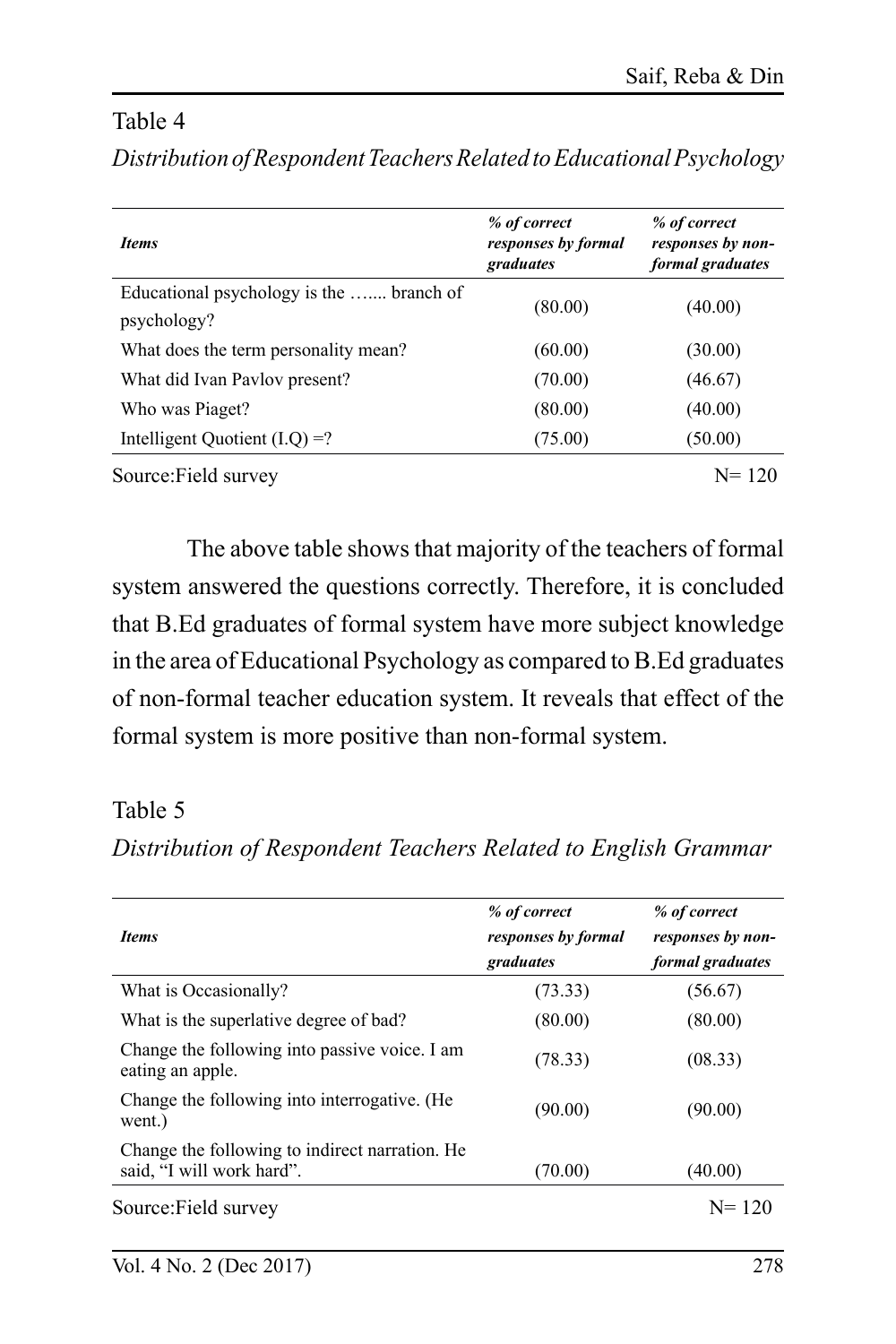Table 4

*Distribution of Respondent Teachers Related to Educational Psychology*

| ***Items*** | ***% of correct responses by formal graduates*** | ***% of correct responses by non-formal graduates*** |
|---|---|---|
| Educational psychology is the ….... branch of psychology? | (80.00) | (40.00) |
| What does the term personality mean? | (60.00) | (30.00) |
| What did Ivan Pavlov present? | (70.00) | (46.67) |
| Who was Piaget? | (80.00) | (40.00) |
| Intelligent Quotient (I.Q) =? | (75.00) | (50.00) |

Source:Field survey N= 120

The above table shows that majority of the teachers of formal system answered the questions correctly. Therefore, it is concluded that B.Ed graduates of formal system have more subject knowledge in the area of Educational Psychology as compared to B.Ed graduates of non-formal teacher education system. It reveals that effect of the formal system is more positive than non-formal system.

Table 5

*Distribution of Respondent Teachers Related to English Grammar*

| ***Items*** | ***% of correct responses by formal graduates*** | ***% of correct responses by non-formal graduates*** |
|---|---|---|
| What is Occasionally? | (73.33) | (56.67) |
| What is the superlative degree of bad? | (80.00) | (80.00) |
| Change the following into passive voice. I am eating an apple. | (78.33) | (08.33) |
| Change the following into interrogative. (He went.) | (90.00) | (90.00) |
| Change the following to indirect narration. He said, "I will work hard". | (70.00) | (40.00) |

Source:Field survey N= 120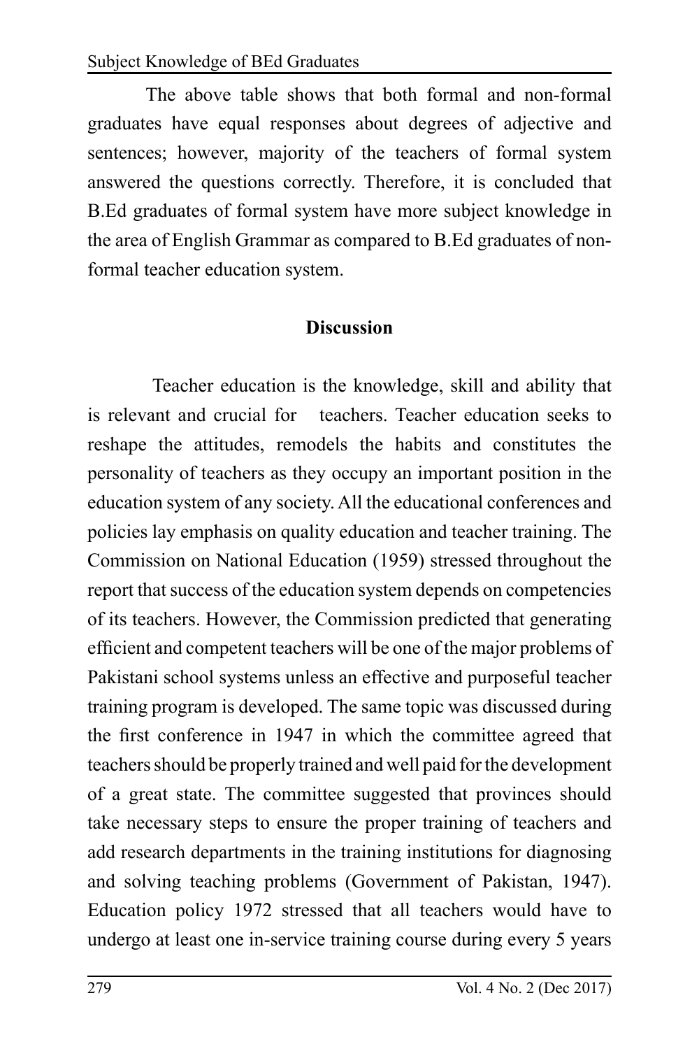The above table shows that both formal and non-formal graduates have equal responses about degrees of adjective and sentences; however, majority of the teachers of formal system answered the questions correctly. Therefore, it is concluded that B.Ed graduates of formal system have more subject knowledge in the area of English Grammar as compared to B.Ed graduates of non-formal teacher education system.

## Discussion

Teacher education is the knowledge, skill and ability that is relevant and crucial for teachers. Teacher education seeks to reshape the attitudes, remodels the habits and constitutes the personality of teachers as they occupy an important position in the education system of any society. All the educational conferences and policies lay emphasis on quality education and teacher training. The Commission on National Education (1959) stressed throughout the report that success of the education system depends on competencies of its teachers. However, the Commission predicted that generating efficient and competent teachers will be one of the major problems of Pakistani school systems unless an effective and purposeful teacher training program is developed. The same topic was discussed during the first conference in 1947 in which the committee agreed that teachers should be properly trained and well paid for the development of a great state. The committee suggested that provinces should take necessary steps to ensure the proper training of teachers and add research departments in the training institutions for diagnosing and solving teaching problems (Government of Pakistan, 1947). Education policy 1972 stressed that all teachers would have to undergo at least one in-service training course during every 5 years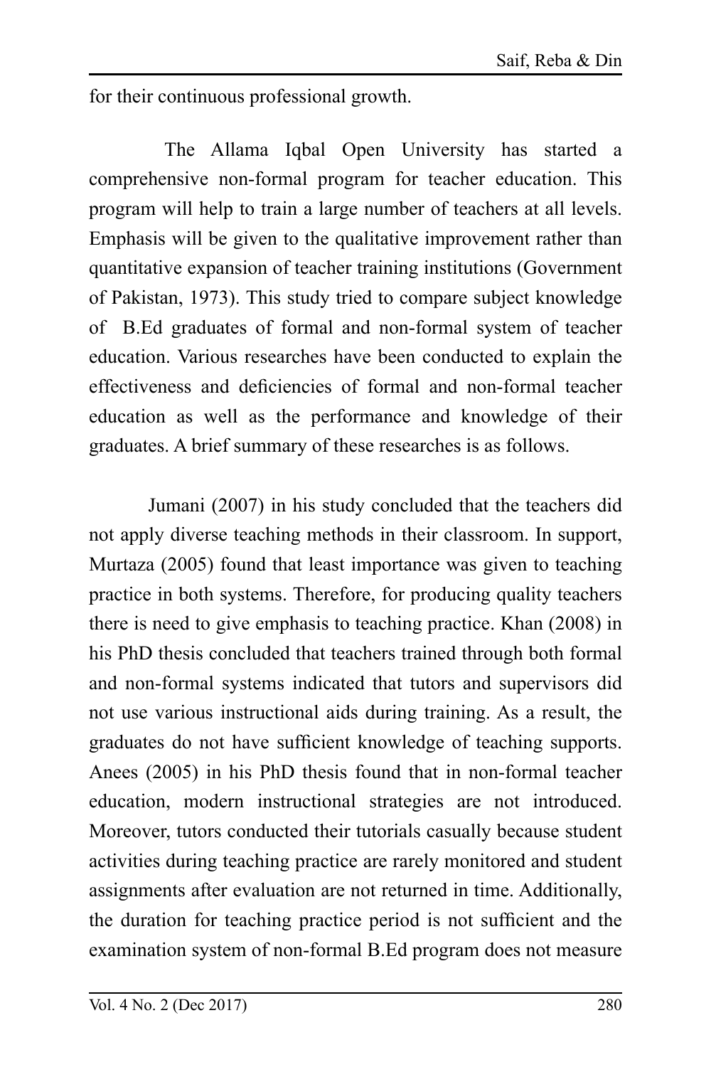for their continuous professional growth.

The Allama Iqbal Open University has started a comprehensive non-formal program for teacher education. This program will help to train a large number of teachers at all levels. Emphasis will be given to the qualitative improvement rather than quantitative expansion of teacher training institutions (Government of Pakistan, 1973). This study tried to compare subject knowledge of B.Ed graduates of formal and non-formal system of teacher education. Various researches have been conducted to explain the effectiveness and deficiencies of formal and non-formal teacher education as well as the performance and knowledge of their graduates. A brief summary of these researches is as follows.

Jumani (2007) in his study concluded that the teachers did not apply diverse teaching methods in their classroom. In support, Murtaza (2005) found that least importance was given to teaching practice in both systems. Therefore, for producing quality teachers there is need to give emphasis to teaching practice. Khan (2008) in his PhD thesis concluded that teachers trained through both formal and non-formal systems indicated that tutors and supervisors did not use various instructional aids during training. As a result, the graduates do not have sufficient knowledge of teaching supports. Anees (2005) in his PhD thesis found that in non-formal teacher education, modern instructional strategies are not introduced. Moreover, tutors conducted their tutorials casually because student activities during teaching practice are rarely monitored and student assignments after evaluation are not returned in time. Additionally, the duration for teaching practice period is not sufficient and the examination system of non-formal B.Ed program does not measure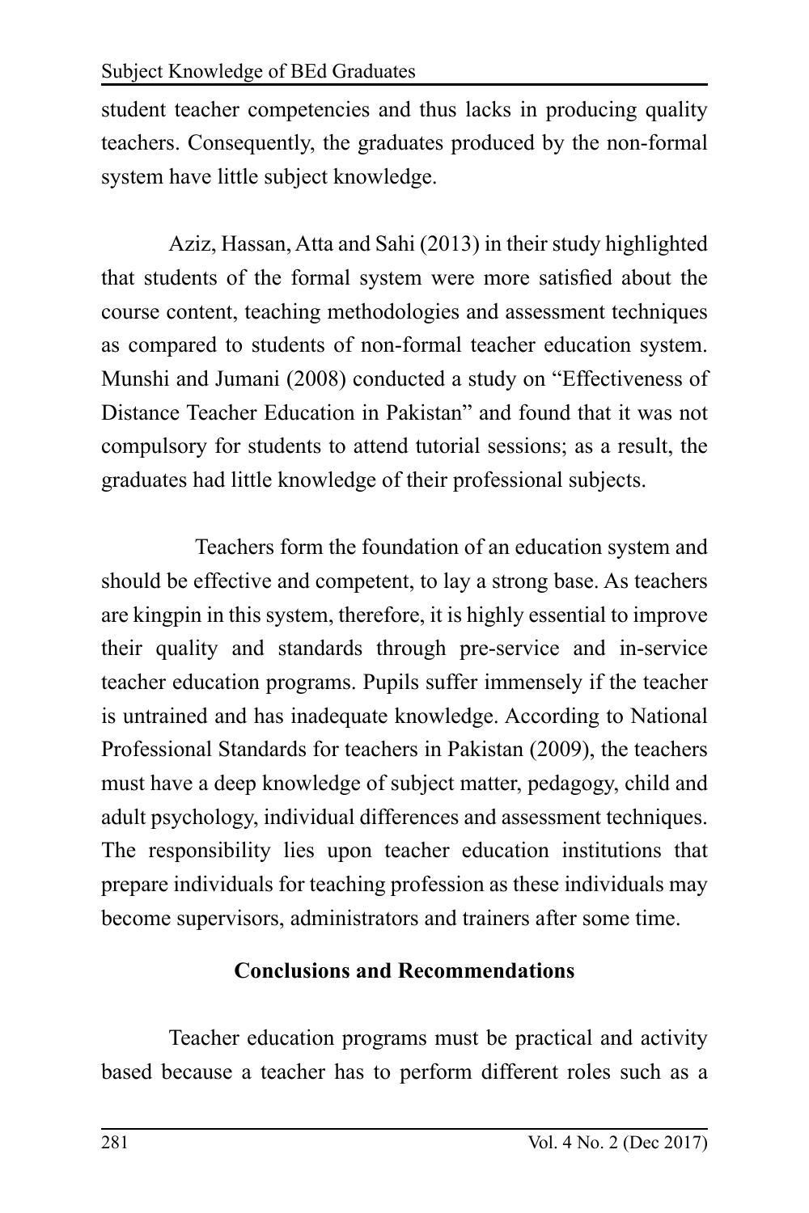student teacher competencies and thus lacks in producing quality teachers. Consequently, the graduates produced by the non-formal system have little subject knowledge.

Aziz, Hassan, Atta and Sahi (2013) in their study highlighted that students of the formal system were more satisfied about the course content, teaching methodologies and assessment techniques as compared to students of non-formal teacher education system. Munshi and Jumani (2008) conducted a study on "Effectiveness of Distance Teacher Education in Pakistan" and found that it was not compulsory for students to attend tutorial sessions; as a result, the graduates had little knowledge of their professional subjects.

Teachers form the foundation of an education system and should be effective and competent, to lay a strong base. As teachers are kingpin in this system, therefore, it is highly essential to improve their quality and standards through pre-service and in-service teacher education programs. Pupils suffer immensely if the teacher is untrained and has inadequate knowledge. According to National Professional Standards for teachers in Pakistan (2009), the teachers must have a deep knowledge of subject matter, pedagogy, child and adult psychology, individual differences and assessment techniques. The responsibility lies upon teacher education institutions that prepare individuals for teaching profession as these individuals may become supervisors, administrators and trainers after some time.

## Conclusions and Recommendations

Teacher education programs must be practical and activity based because a teacher has to perform different roles such as a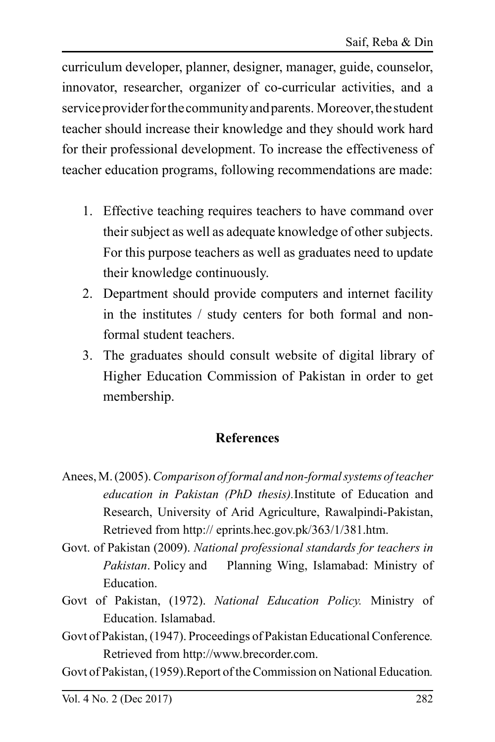curriculum developer, planner, designer, manager, guide, counselor, innovator, researcher, organizer of co-curricular activities, and a service provider for the community and parents. Moreover, the student teacher should increase their knowledge and they should work hard for their professional development. To increase the effectiveness of teacher education programs, following recommendations are made:

1. Effective teaching requires teachers to have command over their subject as well as adequate knowledge of other subjects. For this purpose teachers as well as graduates need to update their knowledge continuously.
2. Department should provide computers and internet facility in the institutes / study centers for both formal and non-formal student teachers.
3. The graduates should consult website of digital library of Higher Education Commission of Pakistan in order to get membership.

## References

Anees, M. (2005). *Comparison of formal and non-formal systems of teacher education in Pakistan (PhD thesis).* Institute of Education and Research, University of Arid Agriculture, Rawalpindi-Pakistan, Retrieved from http:// eprints.hec.gov.pk/363/1/381.htm.

Govt. of Pakistan (2009). *National professional standards for teachers in Pakistan*. Policy and Planning Wing, Islamabad: Ministry of Education.

Govt of Pakistan, (1972). *National Education Policy.* Ministry of Education. Islamabad.

Govt of Pakistan, (1947). Proceedings of Pakistan Educational Conference. Retrieved from http://www.brecorder.com.

Govt of Pakistan, (1959).Report of the Commission on National Education.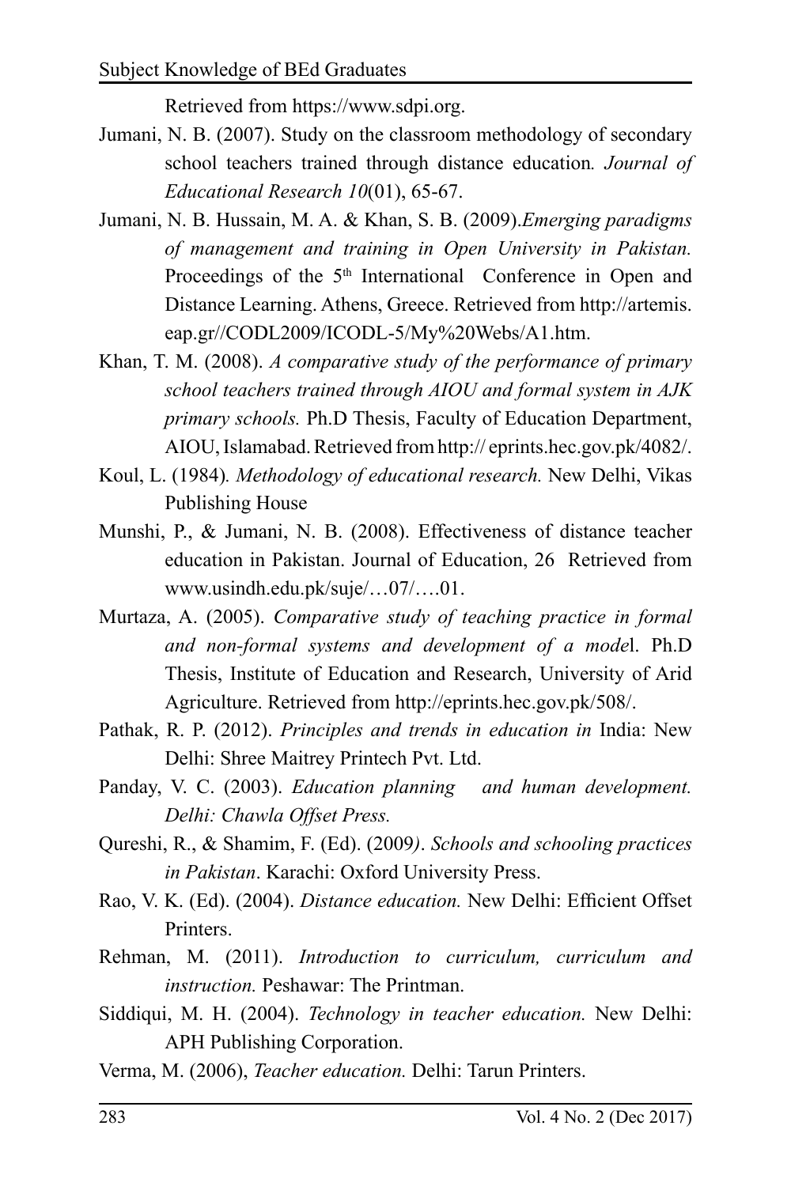Retrieved from https://www.sdpi.org.

Jumani, N. B. (2007). Study on the classroom methodology of secondary school teachers trained through distance education*. Journal of Educational Research 10*(01), 65-67.

Jumani, N. B. Hussain, M. A. & Khan, S. B. (2009).*Emerging paradigms of management and training in Open University in Pakistan.* Proceedings of the 5th International Conference in Open and Distance Learning. Athens, Greece. Retrieved from http://artemis.eap.gr//CODL2009/ICODL-5/My%20Webs/A1.htm.

Khan, T. M. (2008). *A comparative study of the performance of primary school teachers trained through AIOU and formal system in AJK primary schools.* Ph.D Thesis, Faculty of Education Department, AIOU, Islamabad. Retrieved from http:// eprints.hec.gov.pk/4082/.

Koul, L. (1984)*. Methodology of educational research.* New Delhi, Vikas Publishing House

Munshi, P., & Jumani, N. B. (2008). Effectiveness of distance teacher education in Pakistan. Journal of Education, 26 Retrieved from www.usindh.edu.pk/suje/…07/….01.

Murtaza, A. (2005). *Comparative study of teaching practice in formal and non-formal systems and development of a mode*l. Ph.D Thesis, Institute of Education and Research, University of Arid Agriculture. Retrieved from http://eprints.hec.gov.pk/508/.

Pathak, R. P. (2012). *Principles and trends in education in* India: New Delhi: Shree Maitrey Printech Pvt. Ltd.

Panday, V. C. (2003). *Education planning and human development. Delhi: Chawla Offset Press.*

Qureshi, R., & Shamim, F. (Ed). (2009*)*. *Schools and schooling practices in Pakistan*. Karachi: Oxford University Press.

Rao, V. K. (Ed). (2004). *Distance education.* New Delhi: Efficient Offset Printers.

Rehman, M. (2011). *Introduction to curriculum, curriculum and instruction.* Peshawar: The Printman.

Siddiqui, M. H. (2004). *Technology in teacher education.* New Delhi: APH Publishing Corporation.

Verma, M. (2006), *Teacher education.* Delhi: Tarun Printers.